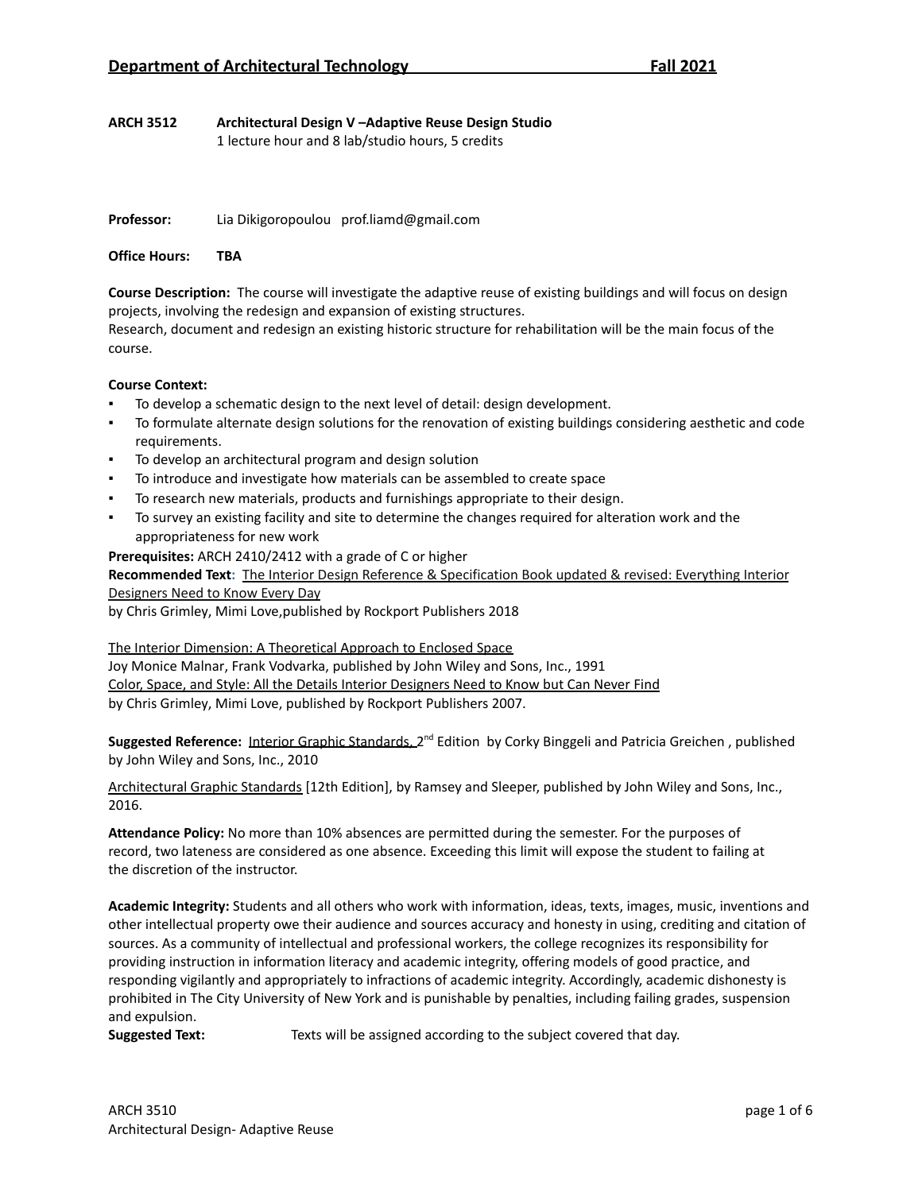## Department of Architectural Technology Fall 2021

**ARCH 3512 Architectural Design V –Adaptive Reuse Design Studio**
1 lecture hour and 8 lab/studio hours, 5 credits

**Professor:** Lia Dikigoropoulou prof.liamd@gmail.com

**Office Hours:** **TBA**

**Course Description:** The course will investigate the adaptive reuse of existing buildings and will focus on design projects, involving the redesign and expansion of existing structures.
Research, document and redesign an existing historic structure for rehabilitation will be the main focus of the course.

**Course Context:**

- To develop a schematic design to the next level of detail: design development.
- To formulate alternate design solutions for the renovation of existing buildings considering aesthetic and code requirements.
- To develop an architectural program and design solution
- To introduce and investigate how materials can be assembled to create space
- To research new materials, products and furnishings appropriate to their design.
- To survey an existing facility and site to determine the changes required for alteration work and the appropriateness for new work

**Prerequisites:** ARCH 2410/2412 with a grade of C or higher
**Recommended Text:** The Interior Design Reference & Specification Book updated & revised: Everything Interior Designers Need to Know Every Day
by Chris Grimley, Mimi Love,published by Rockport Publishers 2018

The Interior Dimension: A Theoretical Approach to Enclosed Space
Joy Monice Malnar, Frank Vodvarka, published by John Wiley and Sons, Inc., 1991
Color, Space, and Style: All the Details Interior Designers Need to Know but Can Never Find
by Chris Grimley, Mimi Love, published by Rockport Publishers 2007.

**Suggested Reference:** Interior Graphic Standards, 2nd Edition by Corky Binggeli and Patricia Greichen , published by John Wiley and Sons, Inc., 2010

Architectural Graphic Standards [12th Edition], by Ramsey and Sleeper, published by John Wiley and Sons, Inc., 2016.

**Attendance Policy:** No more than 10% absences are permitted during the semester. For the purposes of record, two lateness are considered as one absence. Exceeding this limit will expose the student to failing at the discretion of the instructor.

**Academic Integrity:** Students and all others who work with information, ideas, texts, images, music, inventions and other intellectual property owe their audience and sources accuracy and honesty in using, crediting and citation of sources. As a community of intellectual and professional workers, the college recognizes its responsibility for providing instruction in information literacy and academic integrity, offering models of good practice, and responding vigilantly and appropriately to infractions of academic integrity. Accordingly, academic dishonesty is prohibited in The City University of New York and is punishable by penalties, including failing grades, suspension and expulsion.
**Suggested Text:** Texts will be assigned according to the subject covered that day.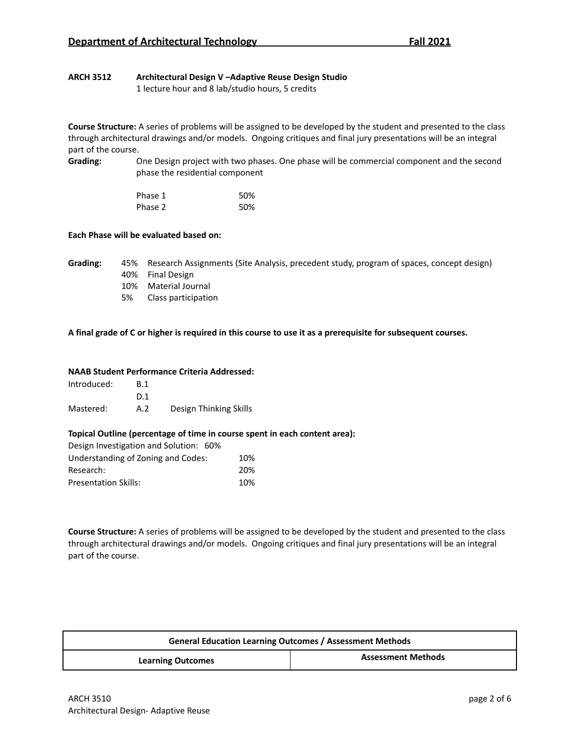**ARCH 3512 Architectural Design V –Adaptive Reuse Design Studio**
1 lecture hour and 8 lab/studio hours, 5 credits

**Course Structure:** A series of problems will be assigned to be developed by the student and presented to the class through architectural drawings and/or models. Ongoing critiques and final jury presentations will be an integral part of the course.

**Grading:** One Design project with two phases. One phase will be commercial component and the second phase the residential component

| | |
|---|---|
| Phase 1 | 50% |
| Phase 2 | 50% |

**Each Phase will be evaluated based on:**

**Grading:**

- 45% Research Assignments (Site Analysis, precedent study, program of spaces, concept design)
- 40% Final Design
- 10% Material Journal
- 5% Class participation

**A final grade of C or higher is required in this course to use it as a prerequisite for subsequent courses.**

**NAAB Student Performance Criteria Addressed:**

| | | |
|---|---|---|
| Introduced: | B.1 | |
| | D.1 | |
| Mastered: | A.2 | Design Thinking Skills |

**Topical Outline (percentage of time in course spent in each content area):**

| | |
|---|---|
| Design Investigation and Solution: | 60% |
| Understanding of Zoning and Codes: | 10% |
| Research: | 20% |
| Presentation Skills: | 10% |

**Course Structure:** A series of problems will be assigned to be developed by the student and presented to the class through architectural drawings and/or models. Ongoing critiques and final jury presentations will be an integral part of the course.

| **General Education Learning Outcomes / Assessment Methods** | |
|---|---|
| **Learning Outcomes** | **Assessment Methods** |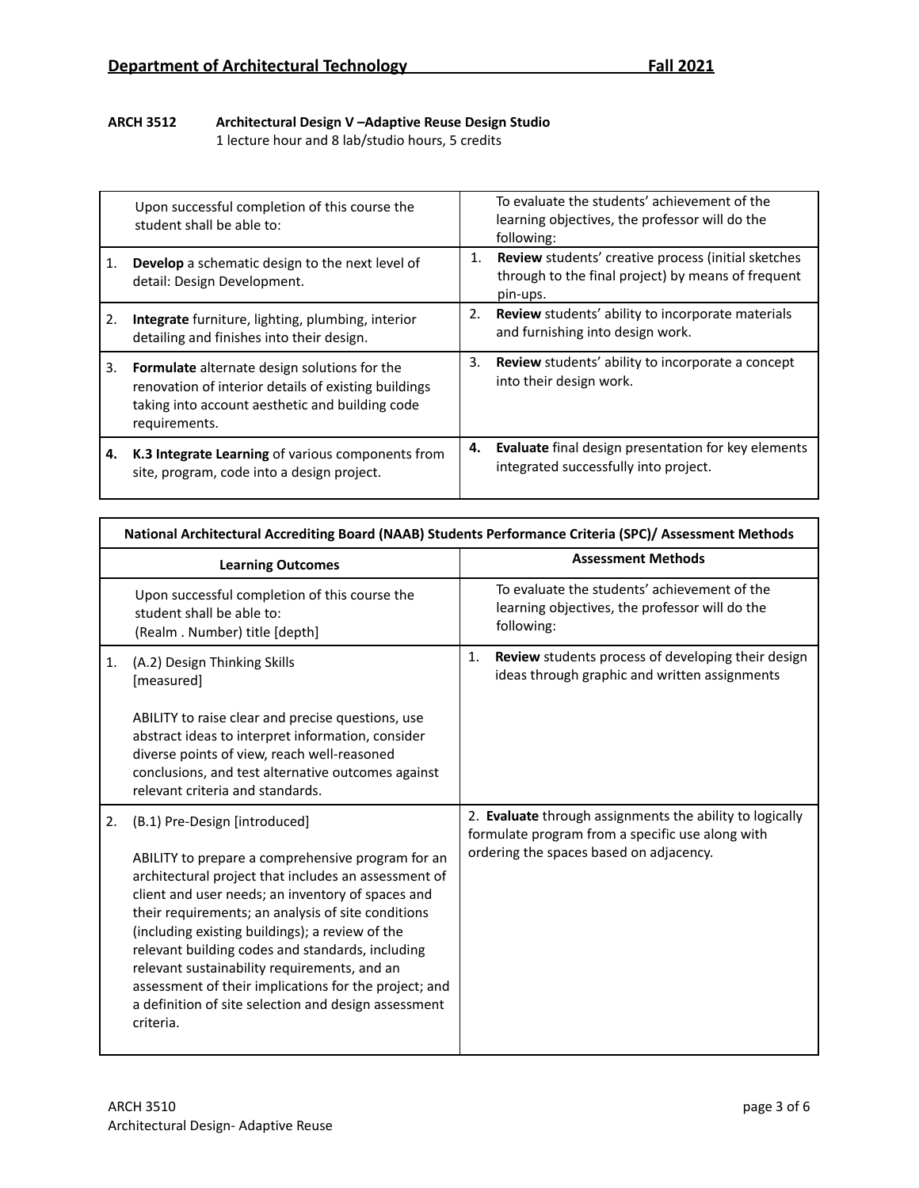## Department of Architectural Technology Fall 2021

**ARCH 3512 Architectural Design V –Adaptive Reuse Design Studio**
1 lecture hour and 8 lab/studio hours, 5 credits

| Upon successful completion of this course the student shall be able to: | To evaluate the students' achievement of the learning objectives, the professor will do the following: |
|---|---|
| 1. **Develop** a schematic design to the next level of detail: Design Development. | 1. **Review** students' creative process (initial sketches through to the final project) by means of frequent pin-ups. |
| 2. **Integrate** furniture, lighting, plumbing, interior detailing and finishes into their design. | 2. **Review** students' ability to incorporate materials and furnishing into design work. |
| 3. **Formulate** alternate design solutions for the renovation of interior details of existing buildings taking into account aesthetic and building code requirements. | 3. **Review** students' ability to incorporate a concept into their design work. |
| **4.** **K.3 Integrate Learning** of various components from site, program, code into a design project. | **4.** **Evaluate** final design presentation for key elements integrated successfully into project. |

| National Architectural Accrediting Board (NAAB) Students Performance Criteria (SPC)/ Assessment Methods | |
|---|---|
| **Learning Outcomes** | **Assessment Methods** |
| Upon successful completion of this course the student shall be able to: (Realm . Number) title [depth] | To evaluate the students' achievement of the learning objectives, the professor will do the following: |
| 1. (A.2) Design Thinking Skills [measured]<br><br>ABILITY to raise clear and precise questions, use abstract ideas to interpret information, consider diverse points of view, reach well-reasoned conclusions, and test alternative outcomes against relevant criteria and standards. | 1. **Review** students process of developing their design ideas through graphic and written assignments |
| 2. (B.1) Pre-Design [introduced]<br><br>ABILITY to prepare a comprehensive program for an architectural project that includes an assessment of client and user needs; an inventory of spaces and their requirements; an analysis of site conditions (including existing buildings); a review of the relevant building codes and standards, including relevant sustainability requirements, and an assessment of their implications for the project; and a definition of site selection and design assessment criteria. | 2. **Evaluate** through assignments the ability to logically formulate program from a specific use along with ordering the spaces based on adjacency. |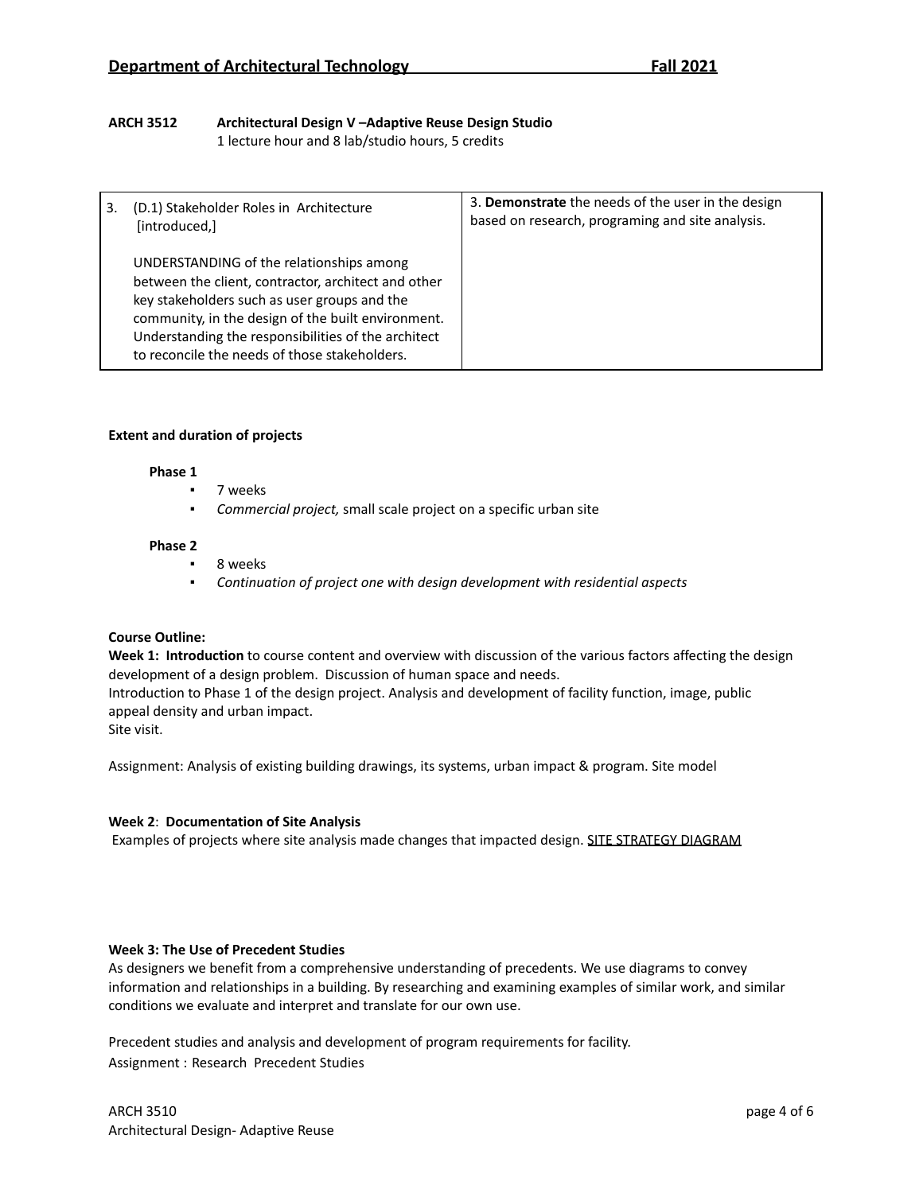**Department of Architectural Technology Fall 2021**

**ARCH 3512 Architectural Design V –Adaptive Reuse Design Studio**
1 lecture hour and 8 lab/studio hours, 5 credits

| | |
|---|---|
| 3. (D.1) Stakeholder Roles in Architecture [introduced,]<br><br>UNDERSTANDING of the relationships among between the client, contractor, architect and other key stakeholders such as user groups and the community, in the design of the built environment. Understanding the responsibilities of the architect to reconcile the needs of those stakeholders. | 3. **Demonstrate** the needs of the user in the design based on research, programing and site analysis. |

**Extent and duration of projects**

**Phase 1**

- 7 weeks
- *Commercial project,* small scale project on a specific urban site

**Phase 2**

- 8 weeks
- *Continuation of project one with design development with residential aspects*

**Course Outline:**
**Week 1: Introduction** to course content and overview with discussion of the various factors affecting the design development of a design problem. Discussion of human space and needs.
Introduction to Phase 1 of the design project. Analysis and development of facility function, image, public appeal density and urban impact.
Site visit.

Assignment: Analysis of existing building drawings, its systems, urban impact & program. Site model

**Week 2**: **Documentation of Site Analysis**
Examples of projects where site analysis made changes that impacted design. SITE STRATEGY DIAGRAM

**Week 3: The Use of Precedent Studies**
As designers we benefit from a comprehensive understanding of precedents. We use diagrams to convey information and relationships in a building. By researching and examining examples of similar work, and similar conditions we evaluate and interpret and translate for our own use.

Precedent studies and analysis and development of program requirements for facility.
Assignment : Research Precedent Studies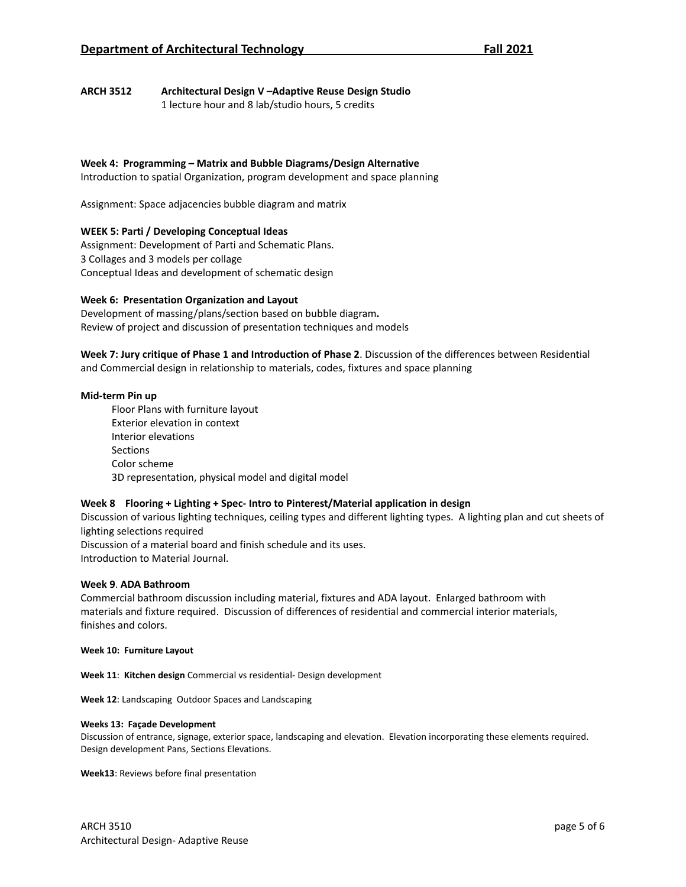**ARCH 3512 Architectural Design V –Adaptive Reuse Design Studio**
1 lecture hour and 8 lab/studio hours, 5 credits

**Week 4: Programming – Matrix and Bubble Diagrams/Design Alternative**
Introduction to spatial Organization, program development and space planning

Assignment: Space adjacencies bubble diagram and matrix

**WEEK 5: Parti / Developing Conceptual Ideas**
Assignment: Development of Parti and Schematic Plans.
3 Collages and 3 models per collage
Conceptual Ideas and development of schematic design

**Week 6: Presentation Organization and Layout**
Development of massing/plans/section based on bubble diagram**.**
Review of project and discussion of presentation techniques and models

**Week 7: Jury critique of Phase 1 and Introduction of Phase 2**. Discussion of the differences between Residential and Commercial design in relationship to materials, codes, fixtures and space planning

**Mid-term Pin up**

- Floor Plans with furniture layout
- Exterior elevation in context
- Interior elevations
- Sections
- Color scheme
- 3D representation, physical model and digital model

**Week 8 Flooring + Lighting + Spec- Intro to Pinterest/Material application in design**
Discussion of various lighting techniques, ceiling types and different lighting types. A lighting plan and cut sheets of lighting selections required
Discussion of a material board and finish schedule and its uses.
Introduction to Material Journal.

**Week 9**. **ADA Bathroom**
Commercial bathroom discussion including material, fixtures and ADA layout. Enlarged bathroom with materials and fixture required. Discussion of differences of residential and commercial interior materials, finishes and colors.

**Week 10: Furniture Layout**

**Week 11**: **Kitchen design** Commercial vs residential- Design development

**Week 12**: Landscaping Outdoor Spaces and Landscaping

**Weeks 13: Façade Development**
Discussion of entrance, signage, exterior space, landscaping and elevation. Elevation incorporating these elements required. Design development Pans, Sections Elevations.

**Week13**: Reviews before final presentation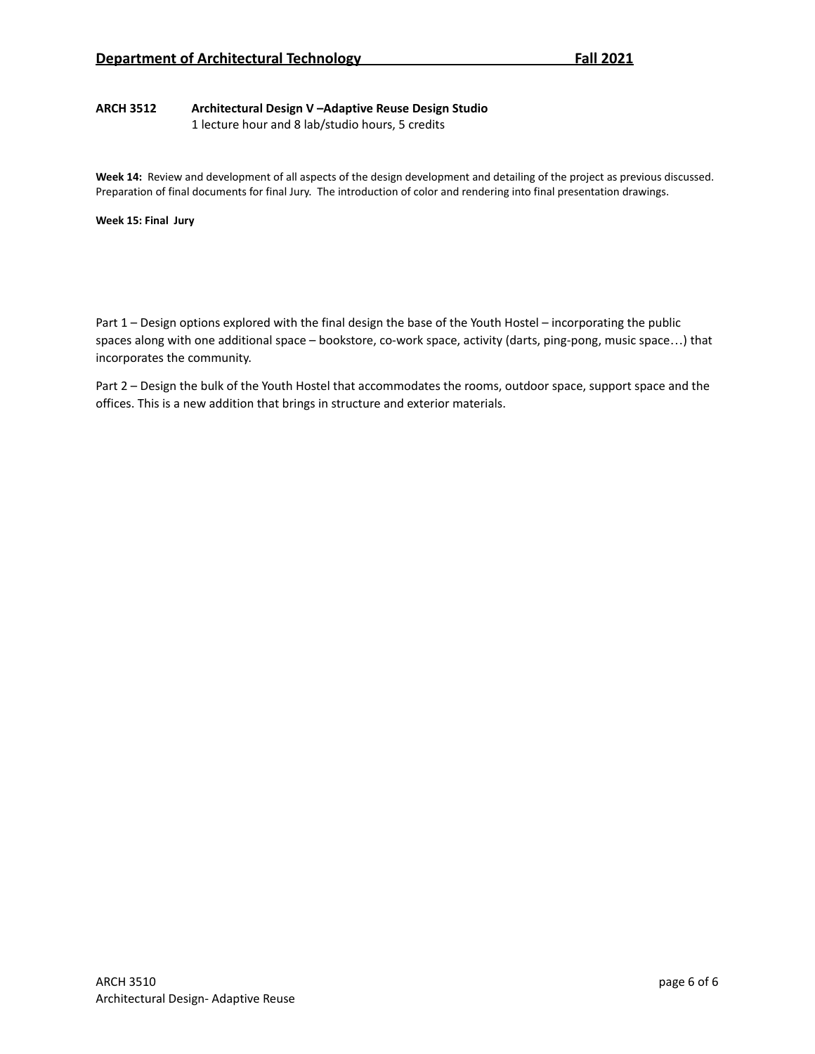**ARCH 3512 Architectural Design V –Adaptive Reuse Design Studio**
1 lecture hour and 8 lab/studio hours, 5 credits

**Week 14:** Review and development of all aspects of the design development and detailing of the project as previous discussed. Preparation of final documents for final Jury. The introduction of color and rendering into final presentation drawings.

**Week 15: Final Jury**

Part 1 – Design options explored with the final design the base of the Youth Hostel – incorporating the public spaces along with one additional space – bookstore, co-work space, activity (darts, ping-pong, music space…) that incorporates the community.

Part 2 – Design the bulk of the Youth Hostel that accommodates the rooms, outdoor space, support space and the offices. This is a new addition that brings in structure and exterior materials.